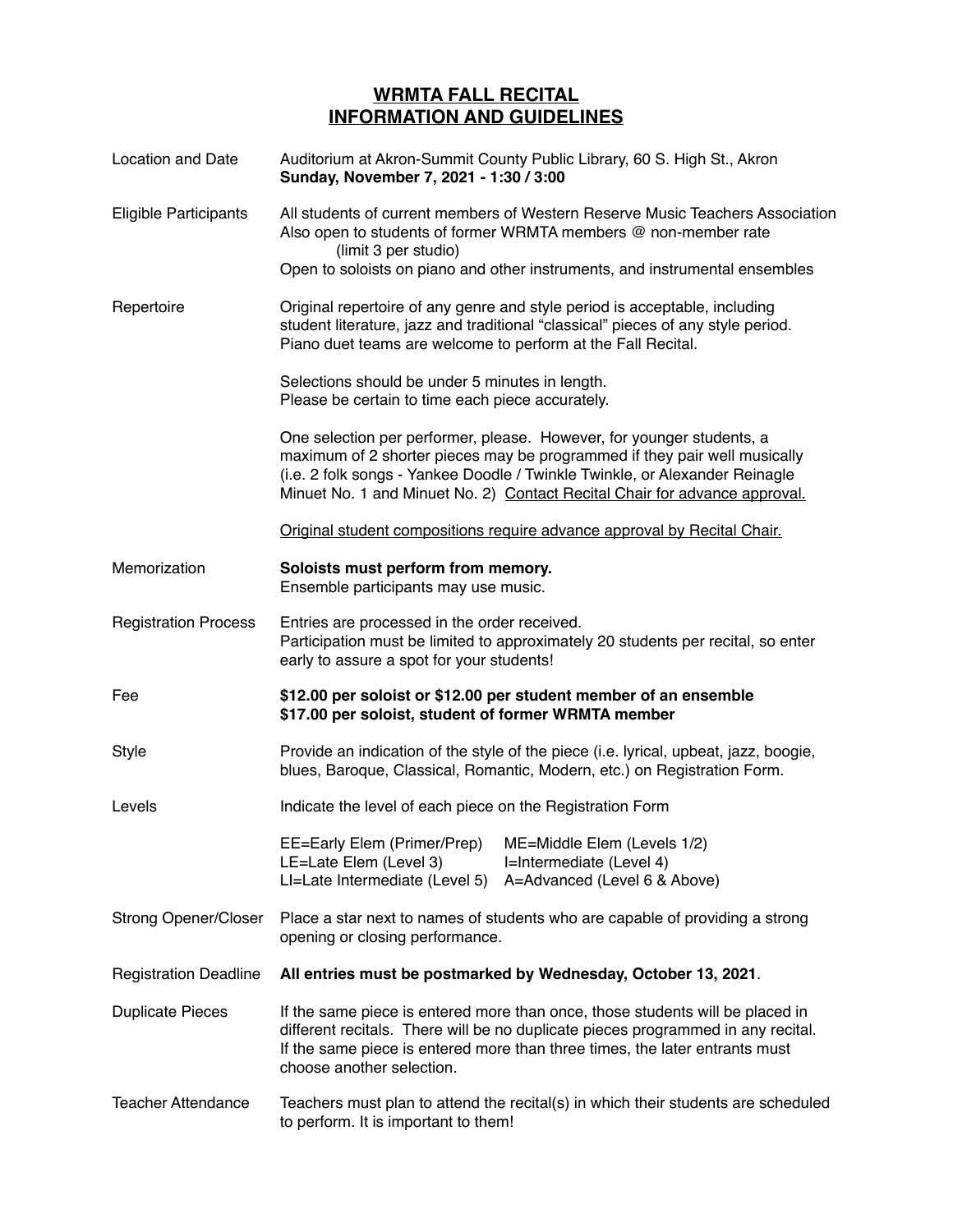# WRMTA FALL RECITAL
# INFORMATION AND GUIDELINES

| | |
|---|---|
| Location and Date | Auditorium at Akron-Summit County Public Library, 60 S. High St., Akron<br>**Sunday, November 7, 2021 - 1:30 / 3:00** |
| Eligible Participants | All students of current members of Western Reserve Music Teachers Association<br>Also open to students of former WRMTA members @ non-member rate (limit 3 per studio)<br>Open to soloists on piano and other instruments, and instrumental ensembles |
| Repertoire | Original repertoire of any genre and style period is acceptable, including student literature, jazz and traditional "classical" pieces of any style period. Piano duet teams are welcome to perform at the Fall Recital.<br><br>Selections should be under 5 minutes in length.<br>Please be certain to time each piece accurately.<br><br>One selection per performer, please. However, for younger students, a maximum of 2 shorter pieces may be programmed if they pair well musically (i.e. 2 folk songs - Yankee Doodle / Twinkle Twinkle, or Alexander Reinagle Minuet No. 1 and Minuet No. 2) <u>Contact Recital Chair for advance approval.</u><br><br><u>Original student compositions require advance approval by Recital Chair.</u> |
| Memorization | **Soloists must perform from memory.**<br>Ensemble participants may use music. |
| Registration Process | Entries are processed in the order received.<br>Participation must be limited to approximately 20 students per recital, so enter early to assure a spot for your students! |
| Fee | **$12.00 per soloist or $12.00 per student member of an ensemble**<br>**$17.00 per soloist, student of former WRMTA member** |
| Style | Provide an indication of the style of the piece (i.e. lyrical, upbeat, jazz, boogie, blues, Baroque, Classical, Romantic, Modern, etc.) on Registration Form. |
| Levels | Indicate the level of each piece on the Registration Form<br><br>EE=Early Elem (Primer/Prep) ME=Middle Elem (Levels 1/2)<br>LE=Late Elem (Level 3) I=Intermediate (Level 4)<br>LI=Late Intermediate (Level 5) A=Advanced (Level 6 & Above) |
| Strong Opener/Closer | Place a star next to names of students who are capable of providing a strong opening or closing performance. |
| Registration Deadline | **All entries must be postmarked by Wednesday, October 13, 2021**. |
| Duplicate Pieces | If the same piece is entered more than once, those students will be placed in different recitals. There will be no duplicate pieces programmed in any recital. If the same piece is entered more than three times, the later entrants must choose another selection. |
| Teacher Attendance | Teachers must plan to attend the recital(s) in which their students are scheduled to perform. It is important to them! |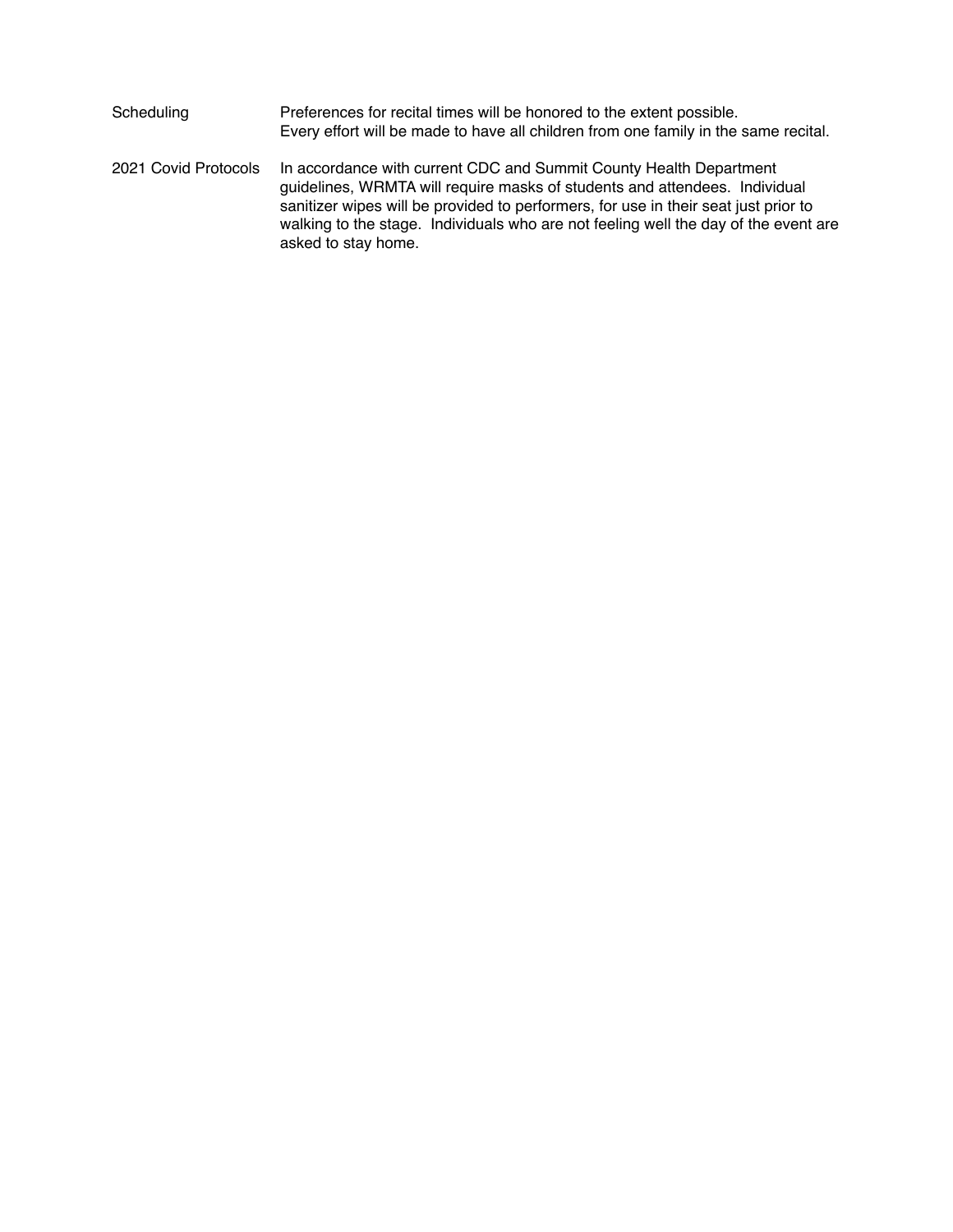| | |
|---|---|
| Scheduling | Preferences for recital times will be honored to the extent possible.<br>Every effort will be made to have all children from one family in the same recital. |
| 2021 Covid Protocols | In accordance with current CDC and Summit County Health Department guidelines, WRMTA will require masks of students and attendees. Individual sanitizer wipes will be provided to performers, for use in their seat just prior to walking to the stage. Individuals who are not feeling well the day of the event are asked to stay home. |